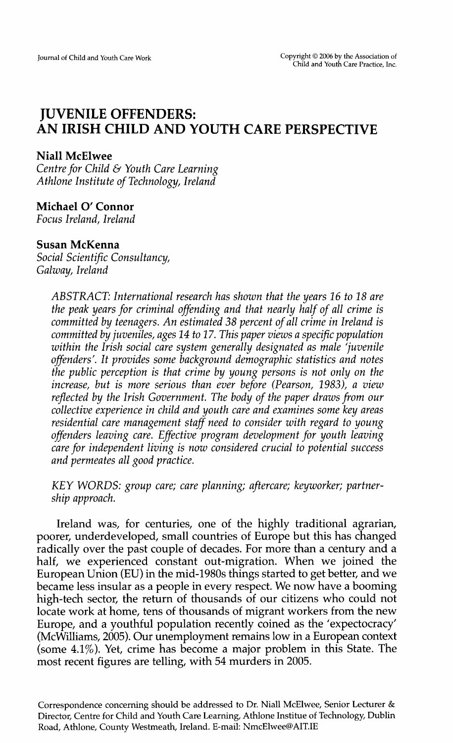# JUVENILE OFFENDERS: AN IRISH CHILD AND YOUTH CARE PERSPECTIVE

**Niall McElwee**
*Centre for Child & Youth Care Learning*
*Athlone Institute of Technology, Ireland*

**Michael O' Connor**
*Focus Ireland, Ireland*

**Susan McKenna**
*Social Scientific Consultancy,*
*Galway, Ireland*

*ABSTRACT: International research has shown that the years 16 to 18 are the peak years for criminal offending and that nearly half of all crime is committed by teenagers. An estimated 38 percent of all crime in Ireland is committed by juveniles, ages 14 to 17. This paper views a specific population within the Irish social care system generally designated as male 'juvenile offenders'. It provides some background demographic statistics and notes the public perception is that crime by young persons is not only on the increase, but is more serious than ever before (Pearson, 1983), a view reflected by the Irish Government. The body of the paper draws from our collective experience in child and youth care and examines some key areas residential care management staff need to consider with regard to young offenders leaving care. Effective program development for youth leaving care for independent living is now considered crucial to potential success and permeates all good practice.*

*KEY WORDS: group care; care planning; aftercare; keyworker; partnership approach.*

Ireland was, for centuries, one of the highly traditional agrarian, poorer, underdeveloped, small countries of Europe but this has changed radically over the past couple of decades. For more than a century and a half, we experienced constant out-migration. When we joined the European Union (EU) in the mid-1980s things started to get better, and we became less insular as a people in every respect. We now have a booming high-tech sector, the return of thousands of our citizens who could not locate work at home, tens of thousands of migrant workers from the new Europe, and a youthful population recently coined as the 'expectocracy' (McWilliams, 2005). Our unemployment remains low in a European context (some 4.1%). Yet, crime has become a major problem in this State. The most recent figures are telling, with 54 murders in 2005.

Correspondence concerning should be addressed to Dr. Niall McElwee, Senior Lecturer & Director, Centre for Child and Youth Care Learning, Athlone Institue of Technology, Dublin Road, Athlone, County Westmeath, Ireland. E-mail: NmcElwee@AIT.IE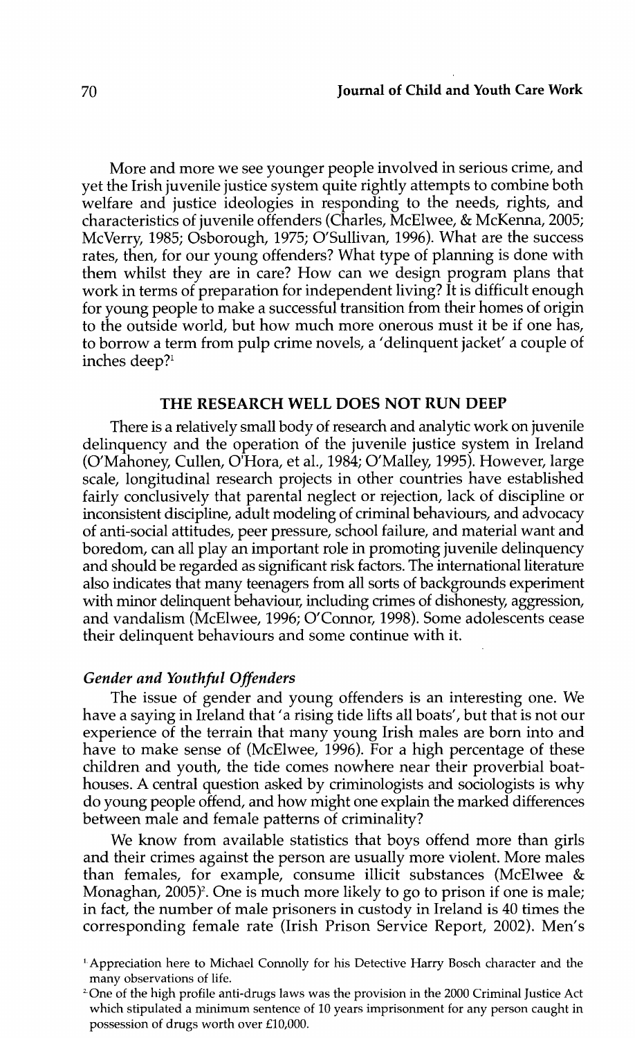More and more we see younger people involved in serious crime, and yet the Irish juvenile justice system quite rightly attempts to combine both welfare and justice ideologies in responding to the needs, rights, and characteristics of juvenile offenders (Charles, McElwee, & McKenna, 2005; McVerry, 1985; Osborough, 1975; O'Sullivan, 1996). What are the success rates, then, for our young offenders? What type of planning is done with them whilst they are in care? How can we design program plans that work in terms of preparation for independent living? It is difficult enough for young people to make a successful transition from their homes of origin to the outside world, but how much more onerous must it be if one has, to borrow a term from pulp crime novels, a 'delinquent jacket' a couple of inches deep?[1]

## THE RESEARCH WELL DOES NOT RUN DEEP

There is a relatively small body of research and analytic work on juvenile delinquency and the operation of the juvenile justice system in Ireland (O'Mahoney, Cullen, O'Hora, et al., 1984; O'Malley, 1995). However, large scale, longitudinal research projects in other countries have established fairly conclusively that parental neglect or rejection, lack of discipline or inconsistent discipline, adult modeling of criminal behaviours, and advocacy of anti-social attitudes, peer pressure, school failure, and material want and boredom, can all play an important role in promoting juvenile delinquency and should be regarded as significant risk factors. The international literature also indicates that many teenagers from all sorts of backgrounds experiment with minor delinquent behaviour, including crimes of dishonesty, aggression, and vandalism (McElwee, 1996; O'Connor, 1998). Some adolescents cease their delinquent behaviours and some continue with it.

### *Gender and Youthful Offenders*

The issue of gender and young offenders is an interesting one. We have a saying in Ireland that 'a rising tide lifts all boats', but that is not our experience of the terrain that many young Irish males are born into and have to make sense of (McElwee, 1996). For a high percentage of these children and youth, the tide comes nowhere near their proverbial boat-houses. A central question asked by criminologists and sociologists is why do young people offend, and how might one explain the marked differences between male and female patterns of criminality?

We know from available statistics that boys offend more than girls and their crimes against the person are usually more violent. More males than females, for example, consume illicit substances (McElwee & Monaghan, 2005)[2]. One is much more likely to go to prison if one is male; in fact, the number of male prisoners in custody in Ireland is 40 times the corresponding female rate (Irish Prison Service Report, 2002). Men's

[1] Appreciation here to Michael Connolly for his Detective Harry Bosch character and the many observations of life.

[2] One of the high profile anti-drugs laws was the provision in the 2000 Criminal Justice Act which stipulated a minimum sentence of 10 years imprisonment for any person caught in possession of drugs worth over £10,000.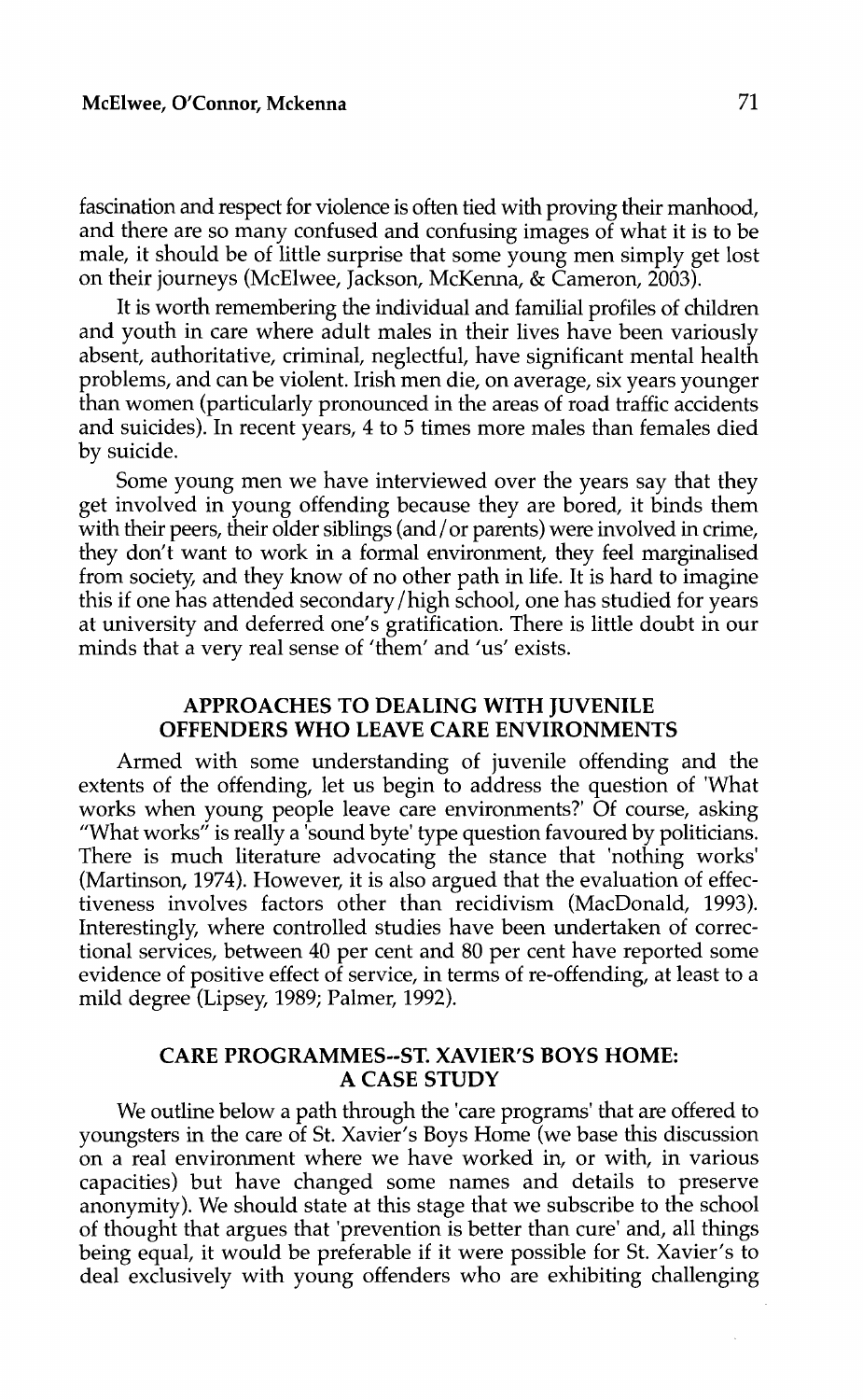fascination and respect for violence is often tied with proving their manhood, and there are so many confused and confusing images of what it is to be male, it should be of little surprise that some young men simply get lost on their journeys (McElwee, Jackson, McKenna, & Cameron, 2003).

It is worth remembering the individual and familial profiles of children and youth in care where adult males in their lives have been variously absent, authoritative, criminal, neglectful, have significant mental health problems, and can be violent. Irish men die, on average, six years younger than women (particularly pronounced in the areas of road traffic accidents and suicides). In recent years, 4 to 5 times more males than females died by suicide.

Some young men we have interviewed over the years say that they get involved in young offending because they are bored, it binds them with their peers, their older siblings (and / or parents) were involved in crime, they don't want to work in a formal environment, they feel marginalised from society, and they know of no other path in life. It is hard to imagine this if one has attended secondary / high school, one has studied for years at university and deferred one's gratification. There is little doubt in our minds that a very real sense of 'them' and 'us' exists.

## APPROACHES TO DEALING WITH JUVENILE OFFENDERS WHO LEAVE CARE ENVIRONMENTS

Armed with some understanding of juvenile offending and the extents of the offending, let us begin to address the question of 'What works when young people leave care environments?' Of course, asking "What works" is really a 'sound byte' type question favoured by politicians. There is much literature advocating the stance that 'nothing works' (Martinson, 1974). However, it is also argued that the evaluation of effectiveness involves factors other than recidivism (MacDonald, 1993). Interestingly, where controlled studies have been undertaken of correctional services, between 40 per cent and 80 per cent have reported some evidence of positive effect of service, in terms of re-offending, at least to a mild degree (Lipsey, 1989; Palmer, 1992).

## CARE PROGRAMMES--ST. XAVIER'S BOYS HOME: A CASE STUDY

We outline below a path through the 'care programs' that are offered to youngsters in the care of St. Xavier's Boys Home (we base this discussion on a real environment where we have worked in, or with, in various capacities) but have changed some names and details to preserve anonymity). We should state at this stage that we subscribe to the school of thought that argues that 'prevention is better than cure' and, all things being equal, it would be preferable if it were possible for St. Xavier's to deal exclusively with young offenders who are exhibiting challenging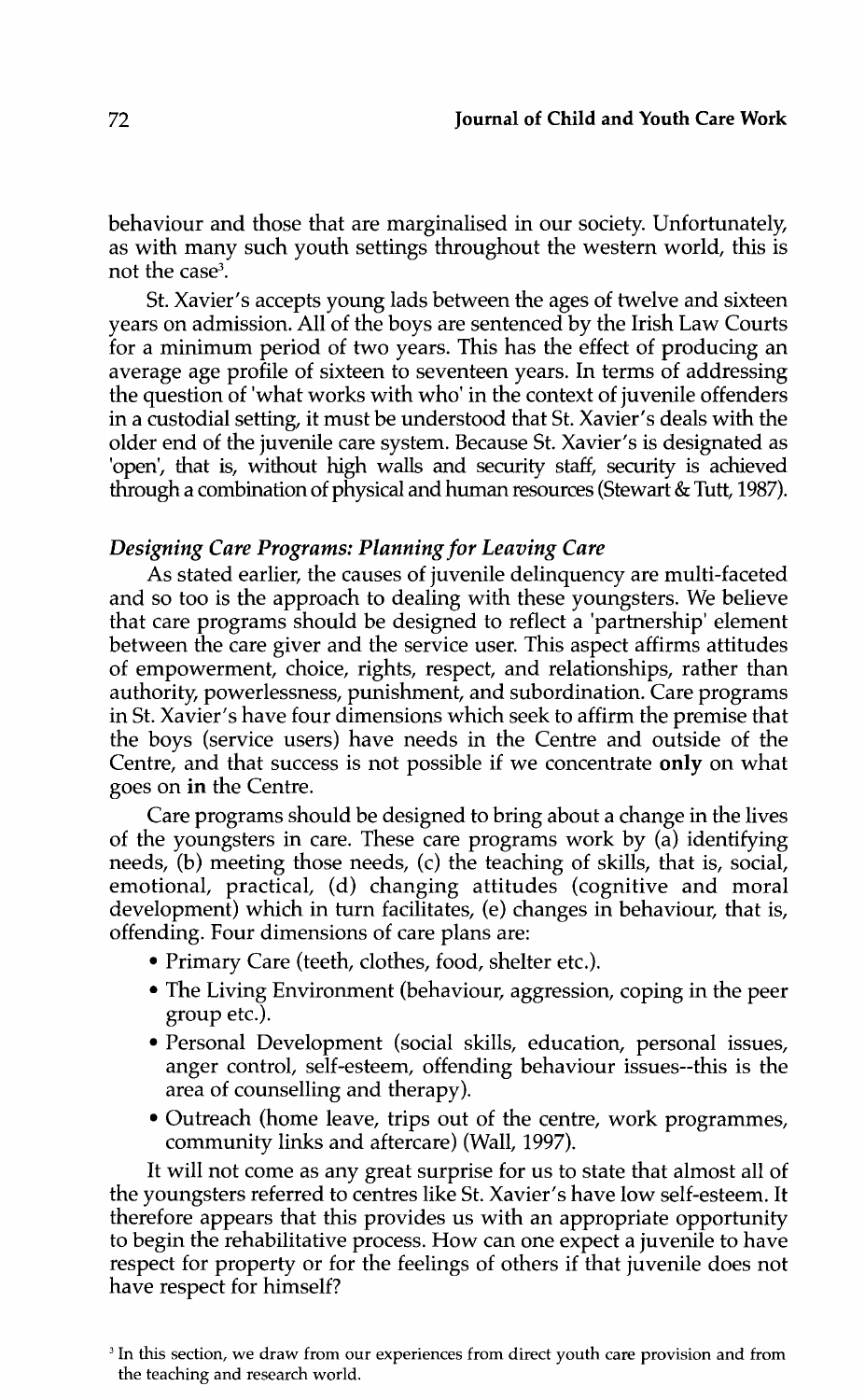behaviour and those that are marginalised in our society. Unfortunately, as with many such youth settings throughout the western world, this is not the case[3].

St. Xavier's accepts young lads between the ages of twelve and sixteen years on admission. All of the boys are sentenced by the Irish Law Courts for a minimum period of two years. This has the effect of producing an average age profile of sixteen to seventeen years. In terms of addressing the question of 'what works with who' in the context of juvenile offenders in a custodial setting, it must be understood that St. Xavier's deals with the older end of the juvenile care system. Because St. Xavier's is designated as 'open', that is, without high walls and security staff, security is achieved through a combination of physical and human resources (Stewart & Tutt, 1987).

### *Designing Care Programs: Planning for Leaving Care*

As stated earlier, the causes of juvenile delinquency are multi-faceted and so too is the approach to dealing with these youngsters. We believe that care programs should be designed to reflect a 'partnership' element between the care giver and the service user. This aspect affirms attitudes of empowerment, choice, rights, respect, and relationships, rather than authority, powerlessness, punishment, and subordination. Care programs in St. Xavier's have four dimensions which seek to affirm the premise that the boys (service users) have needs in the Centre and outside of the Centre, and that success is not possible if we concentrate **only** on what goes on **in** the Centre.

Care programs should be designed to bring about a change in the lives of the youngsters in care. These care programs work by (a) identifying needs, (b) meeting those needs, (c) the teaching of skills, that is, social, emotional, practical, (d) changing attitudes (cognitive and moral development) which in turn facilitates, (e) changes in behaviour, that is, offending. Four dimensions of care plans are:

- Primary Care (teeth, clothes, food, shelter etc.).
- The Living Environment (behaviour, aggression, coping in the peer group etc.).
- Personal Development (social skills, education, personal issues, anger control, self-esteem, offending behaviour issues--this is the area of counselling and therapy).
- Outreach (home leave, trips out of the centre, work programmes, community links and aftercare) (Wall, 1997).

It will not come as any great surprise for us to state that almost all of the youngsters referred to centres like St. Xavier's have low self-esteem. It therefore appears that this provides us with an appropriate opportunity to begin the rehabilitative process. How can one expect a juvenile to have respect for property or for the feelings of others if that juvenile does not have respect for himself?

[3] In this section, we draw from our experiences from direct youth care provision and from the teaching and research world.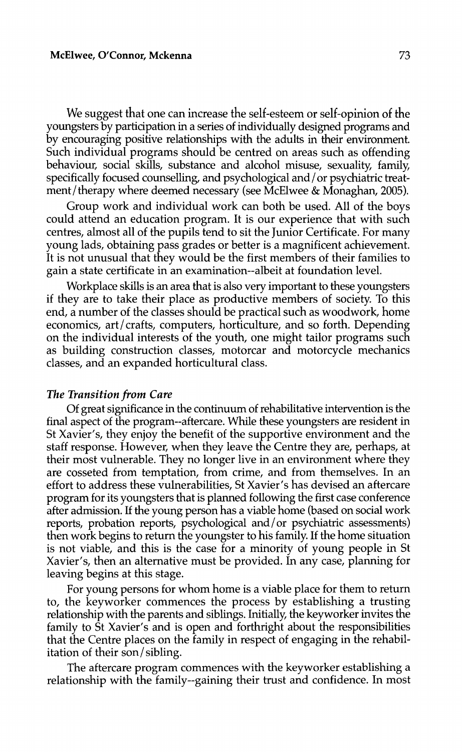We suggest that one can increase the self-esteem or self-opinion of the youngsters by participation in a series of individually designed programs and by encouraging positive relationships with the adults in their environment. Such individual programs should be centred on areas such as offending behaviour, social skills, substance and alcohol misuse, sexuality, family, specifically focused counselling, and psychological and/or psychiatric treatment/therapy where deemed necessary (see McElwee & Monaghan, 2005).

Group work and individual work can both be used. All of the boys could attend an education program. It is our experience that with such centres, almost all of the pupils tend to sit the Junior Certificate. For many young lads, obtaining pass grades or better is a magnificent achievement. It is not unusual that they would be the first members of their families to gain a state certificate in an examination--albeit at foundation level.

Workplace skills is an area that is also very important to these youngsters if they are to take their place as productive members of society. To this end, a number of the classes should be practical such as woodwork, home economics, art/crafts, computers, horticulture, and so forth. Depending on the individual interests of the youth, one might tailor programs such as building construction classes, motorcar and motorcycle mechanics classes, and an expanded horticultural class.

### *The Transition from Care*

Of great significance in the continuum of rehabilitative intervention is the final aspect of the program--aftercare. While these youngsters are resident in St Xavier's, they enjoy the benefit of the supportive environment and the staff response. However, when they leave the Centre they are, perhaps, at their most vulnerable. They no longer live in an environment where they are cosseted from temptation, from crime, and from themselves. In an effort to address these vulnerabilities, St Xavier's has devised an aftercare program for its youngsters that is planned following the first case conference after admission. If the young person has a viable home (based on social work reports, probation reports, psychological and/or psychiatric assessments) then work begins to return the youngster to his family. If the home situation is not viable, and this is the case for a minority of young people in St Xavier's, then an alternative must be provided. In any case, planning for leaving begins at this stage.

For young persons for whom home is a viable place for them to return to, the keyworker commences the process by establishing a trusting relationship with the parents and siblings. Initially, the keyworker invites the family to St Xavier's and is open and forthright about the responsibilities that the Centre places on the family in respect of engaging in the rehabilitation of their son/sibling.

The aftercare program commences with the keyworker establishing a relationship with the family--gaining their trust and confidence. In most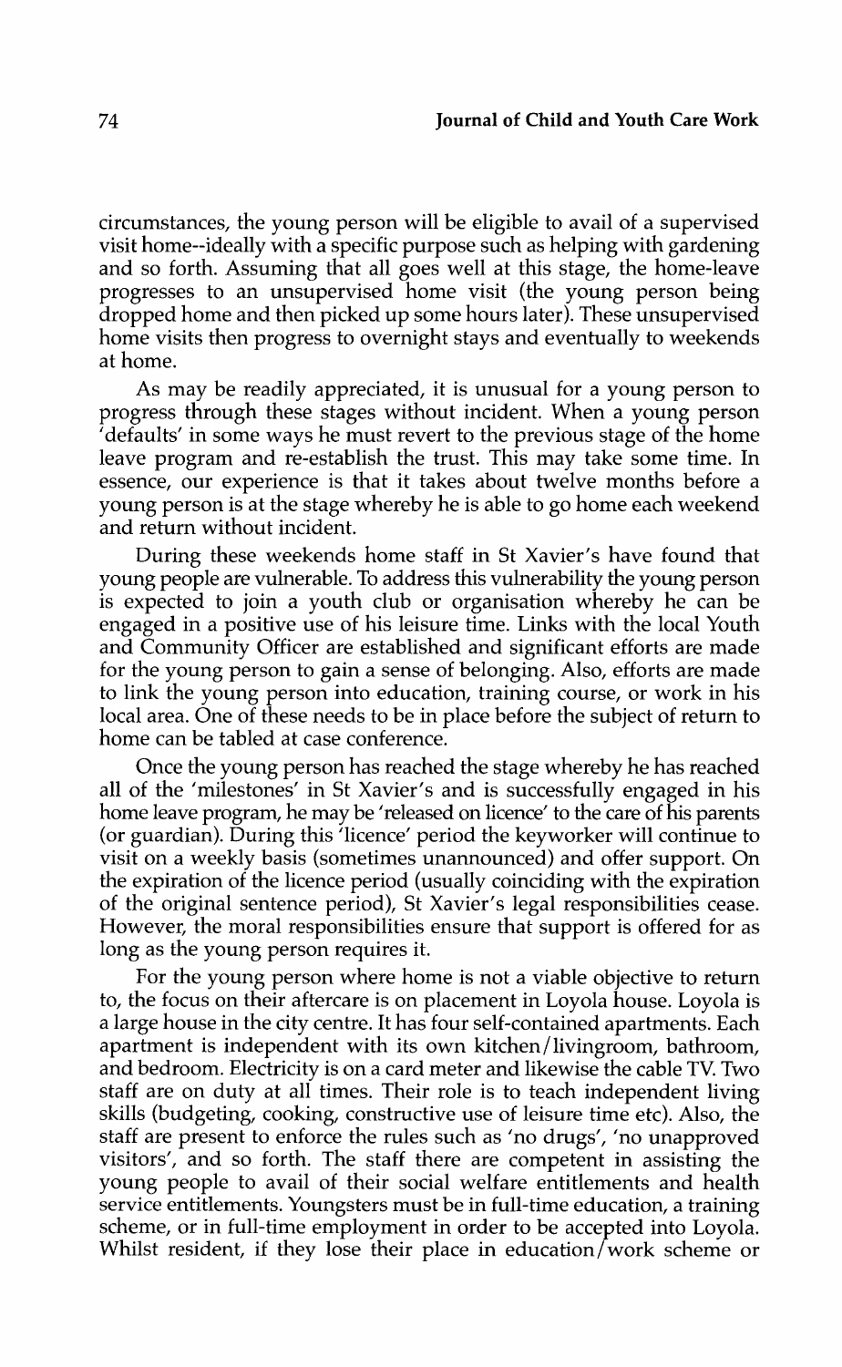circumstances, the young person will be eligible to avail of a supervised visit home--ideally with a specific purpose such as helping with gardening and so forth. Assuming that all goes well at this stage, the home-leave progresses to an unsupervised home visit (the young person being dropped home and then picked up some hours later). These unsupervised home visits then progress to overnight stays and eventually to weekends at home.

As may be readily appreciated, it is unusual for a young person to progress through these stages without incident. When a young person 'defaults' in some ways he must revert to the previous stage of the home leave program and re-establish the trust. This may take some time. In essence, our experience is that it takes about twelve months before a young person is at the stage whereby he is able to go home each weekend and return without incident.

During these weekends home staff in St Xavier's have found that young people are vulnerable. To address this vulnerability the young person is expected to join a youth club or organisation whereby he can be engaged in a positive use of his leisure time. Links with the local Youth and Community Officer are established and significant efforts are made for the young person to gain a sense of belonging. Also, efforts are made to link the young person into education, training course, or work in his local area. One of these needs to be in place before the subject of return to home can be tabled at case conference.

Once the young person has reached the stage whereby he has reached all of the 'milestones' in St Xavier's and is successfully engaged in his home leave program, he may be 'released on licence' to the care of his parents (or guardian). During this 'licence' period the keyworker will continue to visit on a weekly basis (sometimes unannounced) and offer support. On the expiration of the licence period (usually coinciding with the expiration of the original sentence period), St Xavier's legal responsibilities cease. However, the moral responsibilities ensure that support is offered for as long as the young person requires it.

For the young person where home is not a viable objective to return to, the focus on their aftercare is on placement in Loyola house. Loyola is a large house in the city centre. It has four self-contained apartments. Each apartment is independent with its own kitchen/livingroom, bathroom, and bedroom. Electricity is on a card meter and likewise the cable TV. Two staff are on duty at all times. Their role is to teach independent living skills (budgeting, cooking, constructive use of leisure time etc). Also, the staff are present to enforce the rules such as 'no drugs', 'no unapproved visitors', and so forth. The staff there are competent in assisting the young people to avail of their social welfare entitlements and health service entitlements. Youngsters must be in full-time education, a training scheme, or in full-time employment in order to be accepted into Loyola. Whilst resident, if they lose their place in education/work scheme or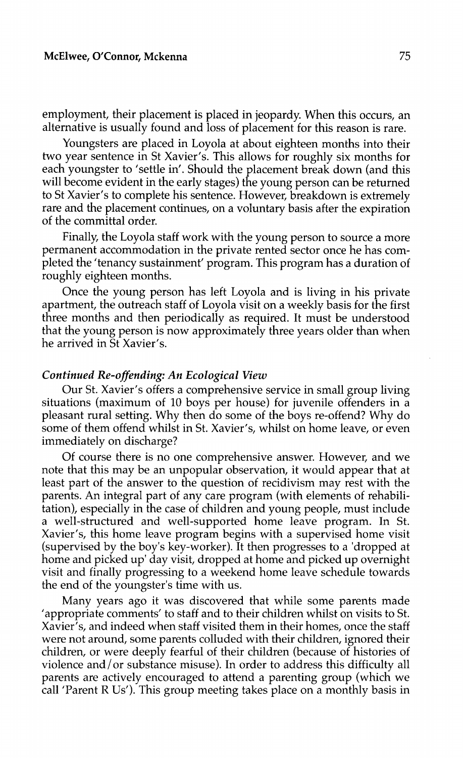employment, their placement is placed in jeopardy. When this occurs, an alternative is usually found and loss of placement for this reason is rare.

Youngsters are placed in Loyola at about eighteen months into their two year sentence in St Xavier's. This allows for roughly six months for each youngster to 'settle in'. Should the placement break down (and this will become evident in the early stages) the young person can be returned to St Xavier's to complete his sentence. However, breakdown is extremely rare and the placement continues, on a voluntary basis after the expiration of the committal order.

Finally, the Loyola staff work with the young person to source a more permanent accommodation in the private rented sector once he has completed the 'tenancy sustainment' program. This program has a duration of roughly eighteen months.

Once the young person has left Loyola and is living in his private apartment, the outreach staff of Loyola visit on a weekly basis for the first three months and then periodically as required. It must be understood that the young person is now approximately three years older than when he arrived in St Xavier's.

### *Continued Re-offending: An Ecological View*

Our St. Xavier's offers a comprehensive service in small group living situations (maximum of 10 boys per house) for juvenile offenders in a pleasant rural setting. Why then do some of the boys re-offend? Why do some of them offend whilst in St. Xavier's, whilst on home leave, or even immediately on discharge?

Of course there is no one comprehensive answer. However, and we note that this may be an unpopular observation, it would appear that at least part of the answer to the question of recidivism may rest with the parents. An integral part of any care program (with elements of rehabilitation), especially in the case of children and young people, must include a well-structured and well-supported home leave program. In St. Xavier's, this home leave program begins with a supervised home visit (supervised by the boy's key-worker). It then progresses to a 'dropped at home and picked up' day visit, dropped at home and picked up overnight visit and finally progressing to a weekend home leave schedule towards the end of the youngster's time with us.

Many years ago it was discovered that while some parents made 'appropriate comments' to staff and to their children whilst on visits to St. Xavier's, and indeed when staff visited them in their homes, once the staff were not around, some parents colluded with their children, ignored their children, or were deeply fearful of their children (because of histories of violence and/or substance misuse). In order to address this difficulty all parents are actively encouraged to attend a parenting group (which we call 'Parent R Us'). This group meeting takes place on a monthly basis in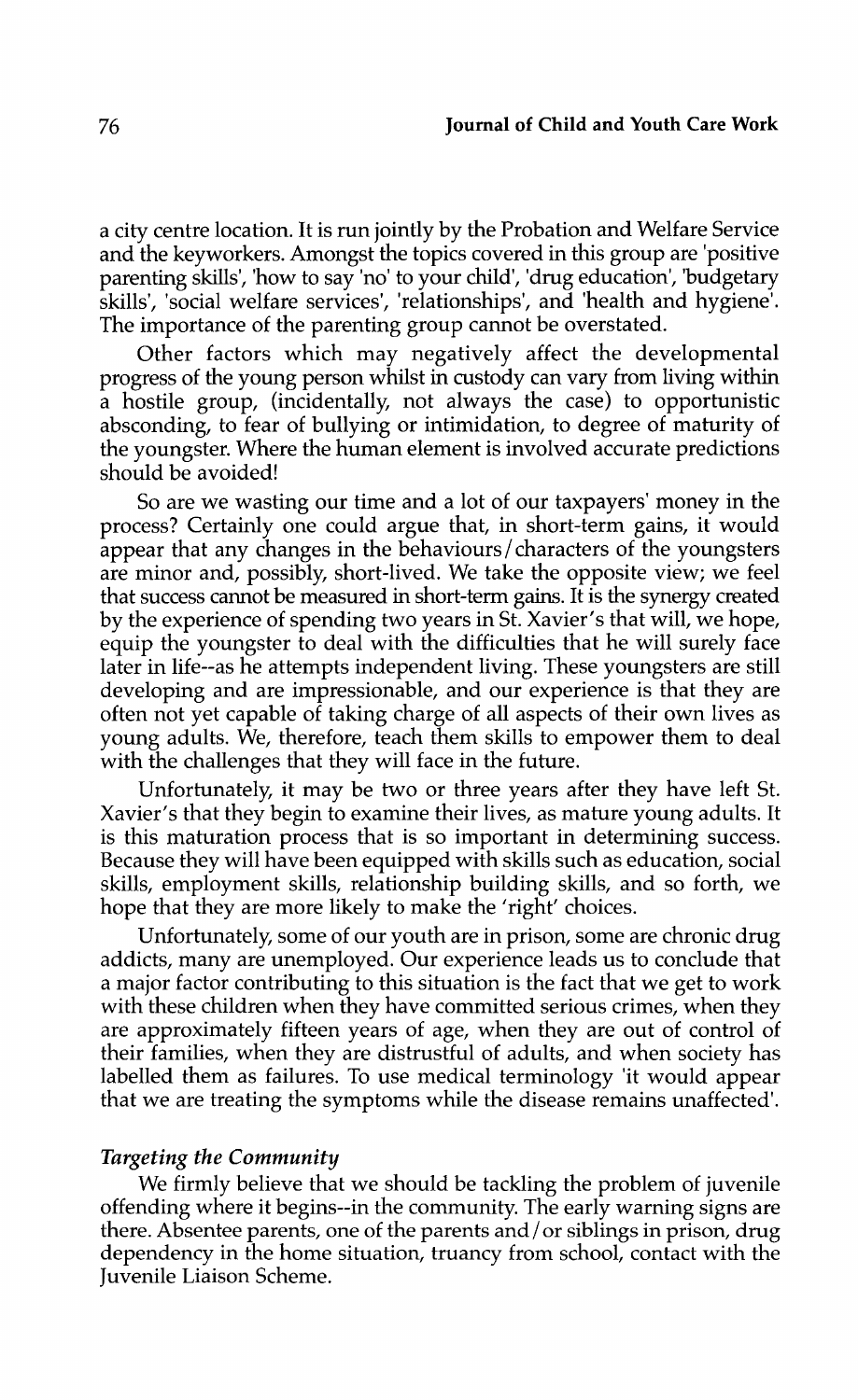a city centre location. It is run jointly by the Probation and Welfare Service and the keyworkers. Amongst the topics covered in this group are 'positive parenting skills', 'how to say 'no' to your child', 'drug education', 'budgetary skills', 'social welfare services', 'relationships', and 'health and hygiene'. The importance of the parenting group cannot be overstated.

Other factors which may negatively affect the developmental progress of the young person whilst in custody can vary from living within a hostile group, (incidentally, not always the case) to opportunistic absconding, to fear of bullying or intimidation, to degree of maturity of the youngster. Where the human element is involved accurate predictions should be avoided!

So are we wasting our time and a lot of our taxpayers' money in the process? Certainly one could argue that, in short-term gains, it would appear that any changes in the behaviours/characters of the youngsters are minor and, possibly, short-lived. We take the opposite view; we feel that success cannot be measured in short-term gains. It is the synergy created by the experience of spending two years in St. Xavier's that will, we hope, equip the youngster to deal with the difficulties that he will surely face later in life--as he attempts independent living. These youngsters are still developing and are impressionable, and our experience is that they are often not yet capable of taking charge of all aspects of their own lives as young adults. We, therefore, teach them skills to empower them to deal with the challenges that they will face in the future.

Unfortunately, it may be two or three years after they have left St. Xavier's that they begin to examine their lives, as mature young adults. It is this maturation process that is so important in determining success. Because they will have been equipped with skills such as education, social skills, employment skills, relationship building skills, and so forth, we hope that they are more likely to make the 'right' choices.

Unfortunately, some of our youth are in prison, some are chronic drug addicts, many are unemployed. Our experience leads us to conclude that a major factor contributing to this situation is the fact that we get to work with these children when they have committed serious crimes, when they are approximately fifteen years of age, when they are out of control of their families, when they are distrustful of adults, and when society has labelled them as failures. To use medical terminology 'it would appear that we are treating the symptoms while the disease remains unaffected'.

### *Targeting the Community*

We firmly believe that we should be tackling the problem of juvenile offending where it begins--in the community. The early warning signs are there. Absentee parents, one of the parents and/or siblings in prison, drug dependency in the home situation, truancy from school, contact with the Juvenile Liaison Scheme.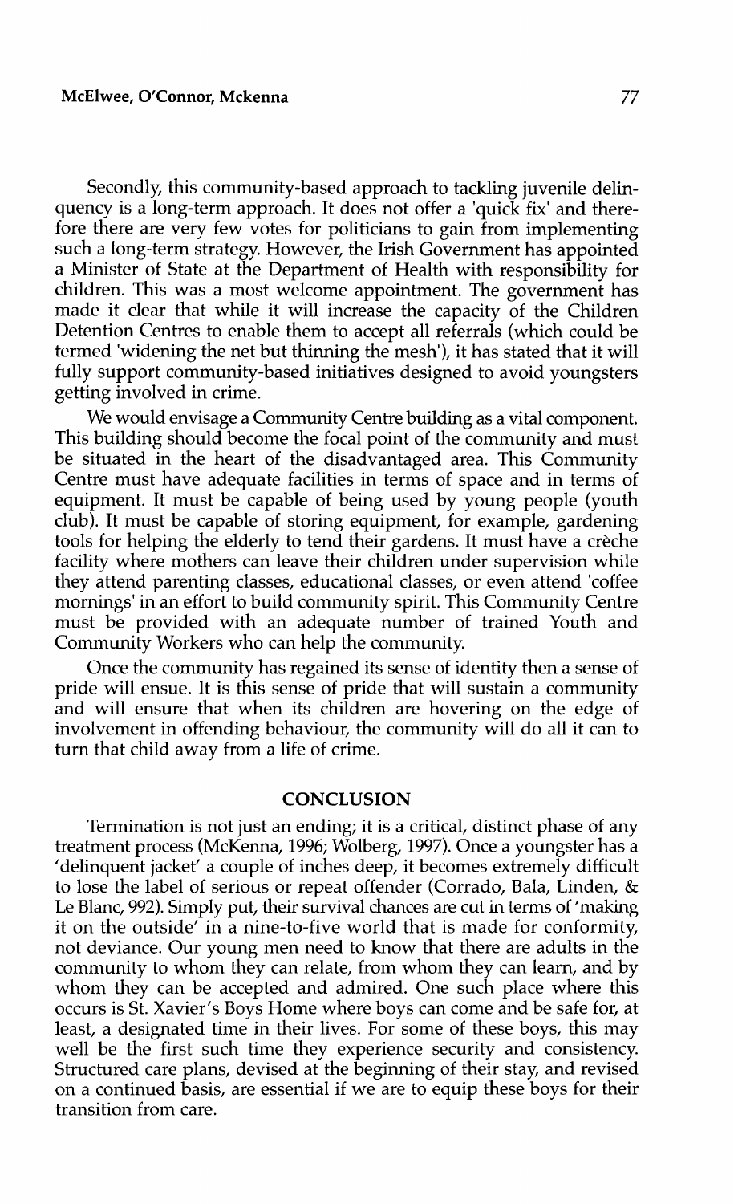Secondly, this community-based approach to tackling juvenile delinquency is a long-term approach. It does not offer a 'quick fix' and therefore there are very few votes for politicians to gain from implementing such a long-term strategy. However, the Irish Government has appointed a Minister of State at the Department of Health with responsibility for children. This was a most welcome appointment. The government has made it clear that while it will increase the capacity of the Children Detention Centres to enable them to accept all referrals (which could be termed 'widening the net but thinning the mesh'), it has stated that it will fully support community-based initiatives designed to avoid youngsters getting involved in crime.

We would envisage a Community Centre building as a vital component. This building should become the focal point of the community and must be situated in the heart of the disadvantaged area. This Community Centre must have adequate facilities in terms of space and in terms of equipment. It must be capable of being used by young people (youth club). It must be capable of storing equipment, for example, gardening tools for helping the elderly to tend their gardens. It must have a crèche facility where mothers can leave their children under supervision while they attend parenting classes, educational classes, or even attend 'coffee mornings' in an effort to build community spirit. This Community Centre must be provided with an adequate number of trained Youth and Community Workers who can help the community.

Once the community has regained its sense of identity then a sense of pride will ensue. It is this sense of pride that will sustain a community and will ensure that when its children are hovering on the edge of involvement in offending behaviour, the community will do all it can to turn that child away from a life of crime.

## CONCLUSION

Termination is not just an ending; it is a critical, distinct phase of any treatment process (McKenna, 1996; Wolberg, 1997). Once a youngster has a 'delinquent jacket' a couple of inches deep, it becomes extremely difficult to lose the label of serious or repeat offender (Corrado, Bala, Linden, & Le Blanc, 992). Simply put, their survival chances are cut in terms of 'making it on the outside' in a nine-to-five world that is made for conformity, not deviance. Our young men need to know that there are adults in the community to whom they can relate, from whom they can learn, and by whom they can be accepted and admired. One such place where this occurs is St. Xavier's Boys Home where boys can come and be safe for, at least, a designated time in their lives. For some of these boys, this may well be the first such time they experience security and consistency. Structured care plans, devised at the beginning of their stay, and revised on a continued basis, are essential if we are to equip these boys for their transition from care.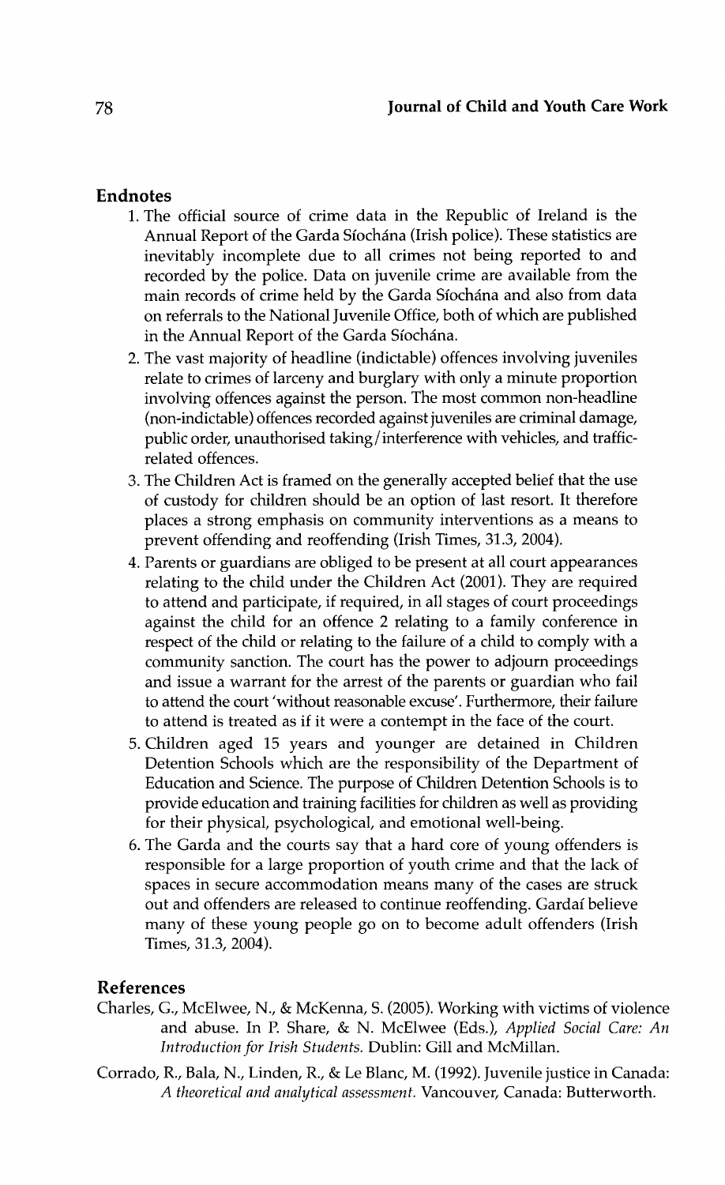## Endnotes

1. The official source of crime data in the Republic of Ireland is the Annual Report of the Garda Síochána (Irish police). These statistics are inevitably incomplete due to all crimes not being reported to and recorded by the police. Data on juvenile crime are available from the main records of crime held by the Garda Síochána and also from data on referrals to the National Juvenile Office, both of which are published in the Annual Report of the Garda Síochána.
2. The vast majority of headline (indictable) offences involving juveniles relate to crimes of larceny and burglary with only a minute proportion involving offences against the person. The most common non-headline (non-indictable) offences recorded against juveniles are criminal damage, public order, unauthorised taking/interference with vehicles, and traffic-related offences.
3. The Children Act is framed on the generally accepted belief that the use of custody for children should be an option of last resort. It therefore places a strong emphasis on community interventions as a means to prevent offending and reoffending (Irish Times, 31.3, 2004).
4. Parents or guardians are obliged to be present at all court appearances relating to the child under the Children Act (2001). They are required to attend and participate, if required, in all stages of court proceedings against the child for an offence 2 relating to a family conference in respect of the child or relating to the failure of a child to comply with a community sanction. The court has the power to adjourn proceedings and issue a warrant for the arrest of the parents or guardian who fail to attend the court 'without reasonable excuse'. Furthermore, their failure to attend is treated as if it were a contempt in the face of the court.
5. Children aged 15 years and younger are detained in Children Detention Schools which are the responsibility of the Department of Education and Science. The purpose of Children Detention Schools is to provide education and training facilities for children as well as providing for their physical, psychological, and emotional well-being.
6. The Garda and the courts say that a hard core of young offenders is responsible for a large proportion of youth crime and that the lack of spaces in secure accommodation means many of the cases are struck out and offenders are released to continue reoffending. Gardaí believe many of these young people go on to become adult offenders (Irish Times, 31.3, 2004).

## References

Charles, G., McElwee, N., & McKenna, S. (2005). Working with victims of violence and abuse. In P. Share, & N. McElwee (Eds.), *Applied Social Care: An Introduction for Irish Students.* Dublin: Gill and McMillan.

Corrado, R., Bala, N., Linden, R., & Le Blanc, M. (1992). Juvenile justice in Canada: *A theoretical and analytical assessment.* Vancouver, Canada: Butterworth.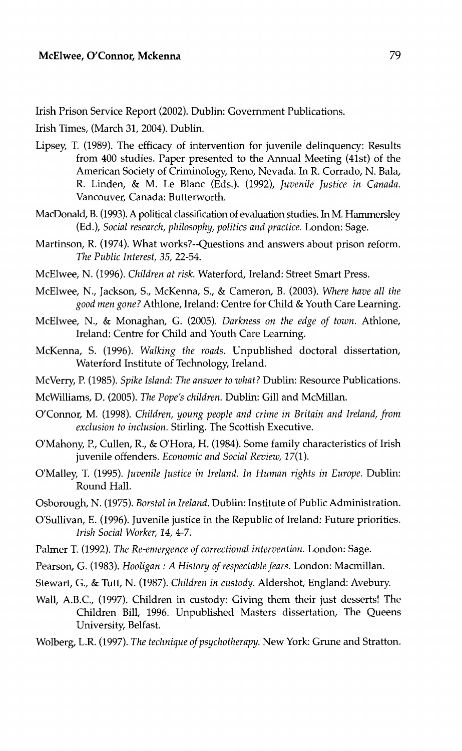Irish Prison Service Report (2002). Dublin: Government Publications.

Irish Times, (March 31, 2004). Dublin.

Lipsey, T. (1989). The efficacy of intervention for juvenile delinquency: Results from 400 studies. Paper presented to the Annual Meeting (41st) of the American Society of Criminology, Reno, Nevada. In R. Corrado, N. Bala, R. Linden, & M. Le Blanc (Eds.). (1992), *Juvenile Justice in Canada*. Vancouver, Canada: Butterworth.

MacDonald, B. (1993). A political classification of evaluation studies. In M. Hammersley (Ed.), *Social research, philosophy, politics and practice*. London: Sage.

Martinson, R. (1974). What works?--Questions and answers about prison reform. *The Public Interest, 35*, 22-54.

McElwee, N. (1996). *Children at risk*. Waterford, Ireland: Street Smart Press.

McElwee, N., Jackson, S., McKenna, S., & Cameron, B. (2003). *Where have all the good men gone?* Athlone, Ireland: Centre for Child & Youth Care Learning.

McElwee, N., & Monaghan, G. (2005). *Darkness on the edge of town*. Athlone, Ireland: Centre for Child and Youth Care Learning.

McKenna, S. (1996). *Walking the roads*. Unpublished doctoral dissertation, Waterford Institute of Technology, Ireland.

McVerry, P. (1985). *Spike Island: The answer to what?* Dublin: Resource Publications.

McWilliams, D. (2005). *The Pope's children*. Dublin: Gill and McMillan.

O'Connor, M. (1998). *Children, young people and crime in Britain and Ireland, from exclusion to inclusion*. Stirling. The Scottish Executive.

O'Mahony, P., Cullen, R., & O'Hora, H. (1984). Some family characteristics of Irish juvenile offenders. *Economic and Social Review, 17*(1).

O'Malley, T. (1995). *Juvenile Justice in Ireland. In Human rights in Europe*. Dublin: Round Hall.

Osborough, N. (1975). *Borstal in Ireland*. Dublin: Institute of Public Administration.

O'Sullivan, E. (1996). Juvenile justice in the Republic of Ireland: Future priorities. *Irish Social Worker, 14*, 4-7.

Palmer T. (1992). *The Re-emergence of correctional intervention*. London: Sage.

Pearson, G. (1983). *Hooligan : A History of respectable fears*. London: Macmillan.

Stewart, G., & Tutt, N. (1987). *Children in custody*. Aldershot, England: Avebury.

Wall, A.B.C., (1997). Children in custody: Giving them their just desserts! The Children Bill, 1996. Unpublished Masters dissertation, The Queens University, Belfast.

Wolberg, L.R. (1997). *The technique of psychotherapy*. New York: Grune and Stratton.